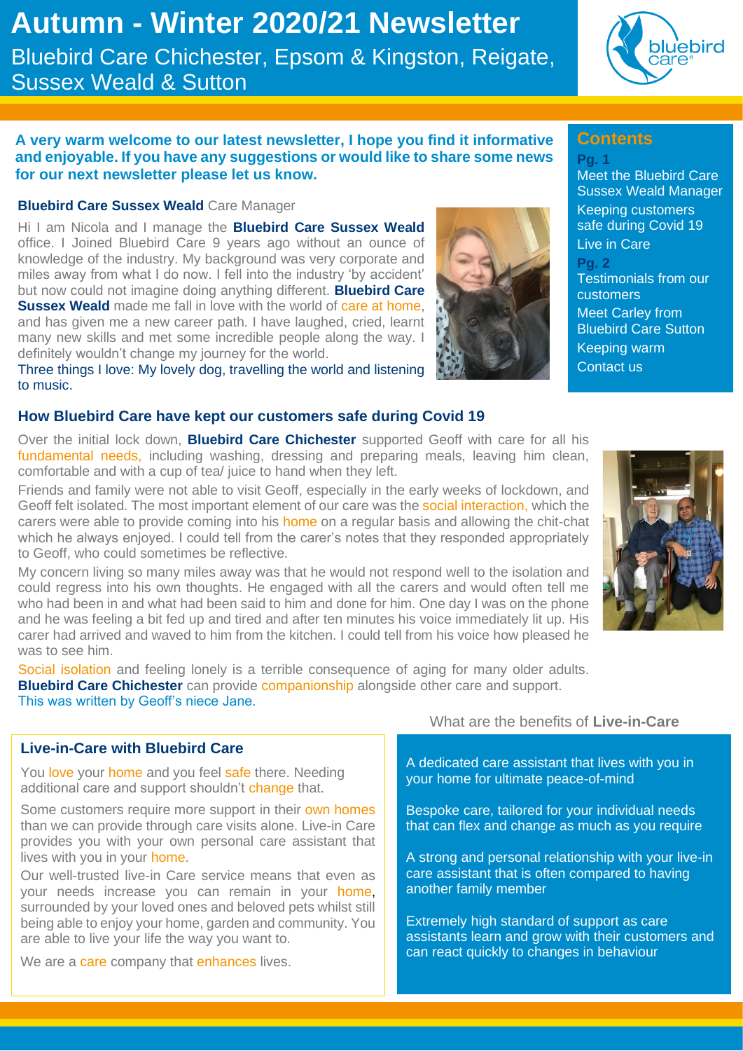# Autumn - Winter 2020/21 Newsletter

Bluebird Care Chichester, Epsom & Kingston, Reigate, Sussex Weald & Sutton

**A very warm welcome to our latest newsletter, I hope you find it informative and enjoyable. If you have any suggestions or would like to share some news for our next newsletter please let us know.**

## Contents

**Pg. 1**
- Meet the Bluebird Care Sussex Weald Manager
- Keeping customers safe during Covid 19
- Live in Care

**Pg. 2**
- Testimonials from our customers
- Meet Carley from Bluebird Care Sutton
- Keeping warm
- Contact us

### **Bluebird Care Sussex Weald** Care Manager

Hi I am Nicola and I manage the **Bluebird Care Sussex Weald** office. I Joined Bluebird Care 9 years ago without an ounce of knowledge of the industry. My background was very corporate and miles away from what I do now. I fell into the industry 'by accident' but now could not imagine doing anything different. **Bluebird Care Sussex Weald** made me fall in love with the world of care at home, and has given me a new career path. I have laughed, cried, learnt many new skills and met some incredible people along the way. I definitely wouldn't change my journey for the world.

Three things I love: My lovely dog, travelling the world and listening to music.

## How Bluebird Care have kept our customers safe during Covid 19

Over the initial lock down, **Bluebird Care Chichester** supported Geoff with care for all his fundamental needs, including washing, dressing and preparing meals, leaving him clean, comfortable and with a cup of tea/ juice to hand when they left.

Friends and family were not able to visit Geoff, especially in the early weeks of lockdown, and Geoff felt isolated. The most important element of our care was the social interaction, which the carers were able to provide coming into his home on a regular basis and allowing the chit-chat which he always enjoyed. I could tell from the carer's notes that they responded appropriately to Geoff, who could sometimes be reflective.

My concern living so many miles away was that he would not respond well to the isolation and could regress into his own thoughts. He engaged with all the carers and would often tell me who had been in and what had been said to him and done for him. One day I was on the phone and he was feeling a bit fed up and tired and after ten minutes his voice immediately lit up. His carer had arrived and waved to him from the kitchen. I could tell from his voice how pleased he was to see him.

Social isolation and feeling lonely is a terrible consequence of aging for many older adults. **Bluebird Care Chichester** can provide companionship alongside other care and support.

This was written by Geoff's niece Jane.

## Live-in-Care with Bluebird Care

You love your home and you feel safe there. Needing additional care and support shouldn't change that.

Some customers require more support in their own homes than we can provide through care visits alone. Live-in Care provides you with your own personal care assistant that lives with you in your home.

Our well-trusted live-in Care service means that even as your needs increase you can remain in your home, surrounded by your loved ones and beloved pets whilst still being able to enjoy your home, garden and community. You are able to live your life the way you want to.

We are a care company that enhances lives.

### What are the benefits of **Live-in-Care**

- A dedicated care assistant that lives with you in your home for ultimate peace-of-mind
- Bespoke care, tailored for your individual needs that can flex and change as much as you require
- A strong and personal relationship with your live-in care assistant that is often compared to having another family member
- Extremely high standard of support as care assistants learn and grow with their customers and can react quickly to changes in behaviour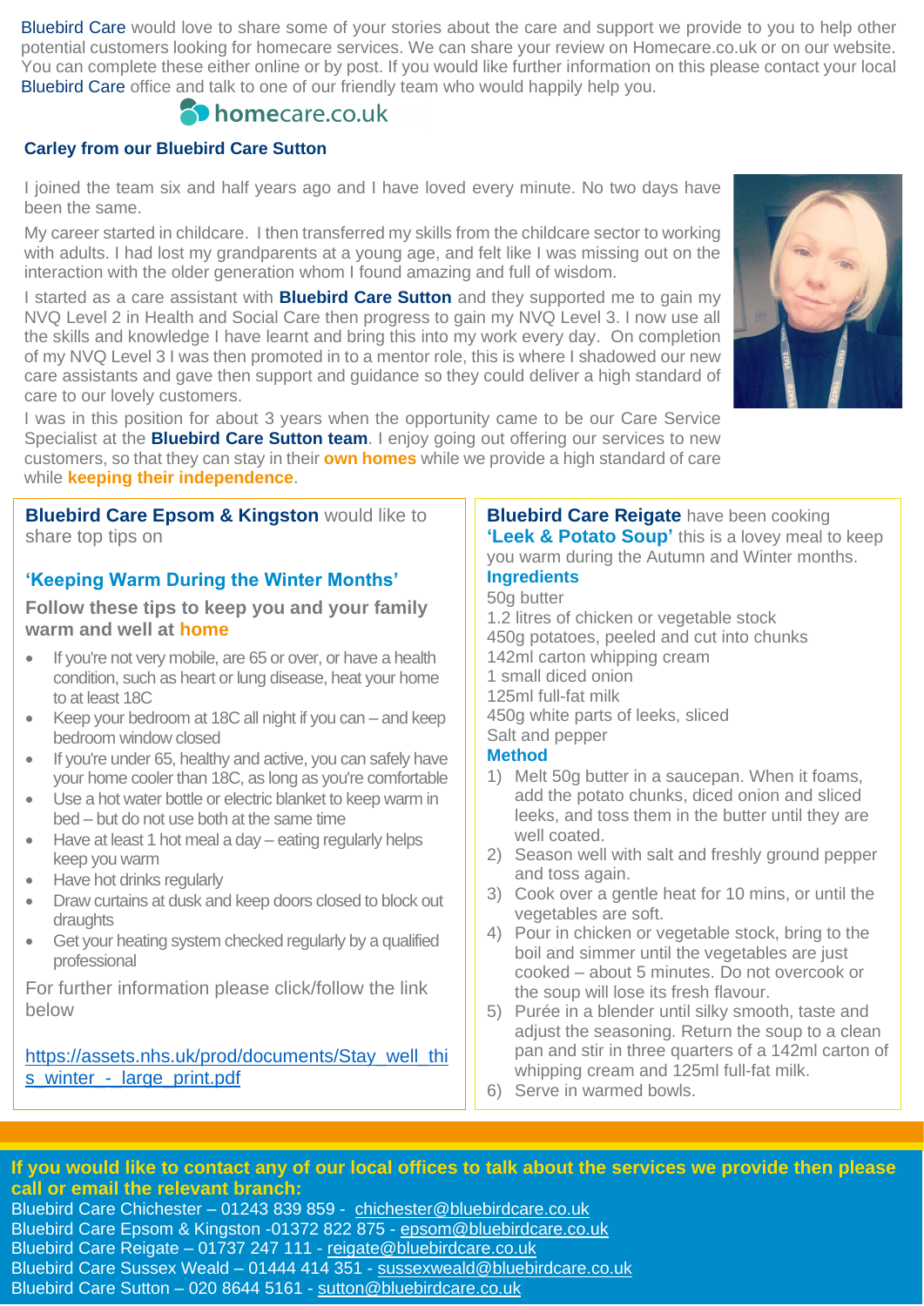Bluebird Care would love to share some of your stories about the care and support we provide to you to help other potential customers looking for homecare services. We can share your review on Homecare.co.uk or on our website. You can complete these either online or by post. If you would like further information on this please contact your local Bluebird Care office and talk to one of our friendly team who would happily help you.

homecare.co.uk

### Carley from our Bluebird Care Sutton

I joined the team six and half years ago and I have loved every minute. No two days have been the same.

My career started in childcare. I then transferred my skills from the childcare sector to working with adults. I had lost my grandparents at a young age, and felt like I was missing out on the interaction with the older generation whom I found amazing and full of wisdom.

I started as a care assistant with **Bluebird Care Sutton** and they supported me to gain my NVQ Level 2 in Health and Social Care then progress to gain my NVQ Level 3. I now use all the skills and knowledge I have learnt and bring this into my work every day. On completion of my NVQ Level 3 I was then promoted in to a mentor role, this is where I shadowed our new care assistants and gave then support and guidance so they could deliver a high standard of care to our lovely customers.

I was in this position for about 3 years when the opportunity came to be our Care Service Specialist at the **Bluebird Care Sutton team**. I enjoy going out offering our services to new customers, so that they can stay in their **own homes** while we provide a high standard of care while **keeping their independence**.

**Bluebird Care Epsom & Kingston** would like to share top tips on

### 'Keeping Warm During the Winter Months'

**Follow these tips to keep you and your family warm and well at home**

- If you're not very mobile, are 65 or over, or have a health condition, such as heart or lung disease, heat your home to at least 18C
- Keep your bedroom at 18C all night if you can – and keep bedroom window closed
- If you're under 65, healthy and active, you can safely have your home cooler than 18C, as long as you're comfortable
- Use a hot water bottle or electric blanket to keep warm in bed – but do not use both at the same time
- Have at least 1 hot meal a day – eating regularly helps keep you warm
- Have hot drinks regularly
- Draw curtains at dusk and keep doors closed to block out draughts
- Get your heating system checked regularly by a qualified professional

For further information please click/follow the link below

https://assets.nhs.uk/prod/documents/Stay_well_this_winter_-_large_print.pdf

**Bluebird Care Reigate** have been cooking **'Leek & Potato Soup'** this is a lovey meal to keep you warm during the Autumn and Winter months.

**Ingredients**

50g butter
1.2 litres of chicken or vegetable stock
450g potatoes, peeled and cut into chunks
142ml carton whipping cream
1 small diced onion
125ml full-fat milk
450g white parts of leeks, sliced
Salt and pepper

**Method**

1) Melt 50g butter in a saucepan. When it foams, add the potato chunks, diced onion and sliced leeks, and toss them in the butter until they are well coated.
2) Season well with salt and freshly ground pepper and toss again.
3) Cook over a gentle heat for 10 mins, or until the vegetables are soft.
4) Pour in chicken or vegetable stock, bring to the boil and simmer until the vegetables are just cooked – about 5 minutes. Do not overcook or the soup will lose its fresh flavour.
5) Purée in a blender until silky smooth, taste and adjust the seasoning. Return the soup to a clean pan and stir in three quarters of a 142ml carton of whipping cream and 125ml full-fat milk.
6) Serve in warmed bowls.

**If you would like to contact any of our local offices to talk about the services we provide then please call or email the relevant branch:**

Bluebird Care Chichester – 01243 839 859 - chichester@bluebirdcare.co.uk
Bluebird Care Epsom & Kingston -01372 822 875 - epsom@bluebirdcare.co.uk
Bluebird Care Reigate – 01737 247 111 - reigate@bluebirdcare.co.uk
Bluebird Care Sussex Weald – 01444 414 351 - sussexweald@bluebirdcare.co.uk
Bluebird Care Sutton – 020 8644 5161 - sutton@bluebirdcare.co.uk